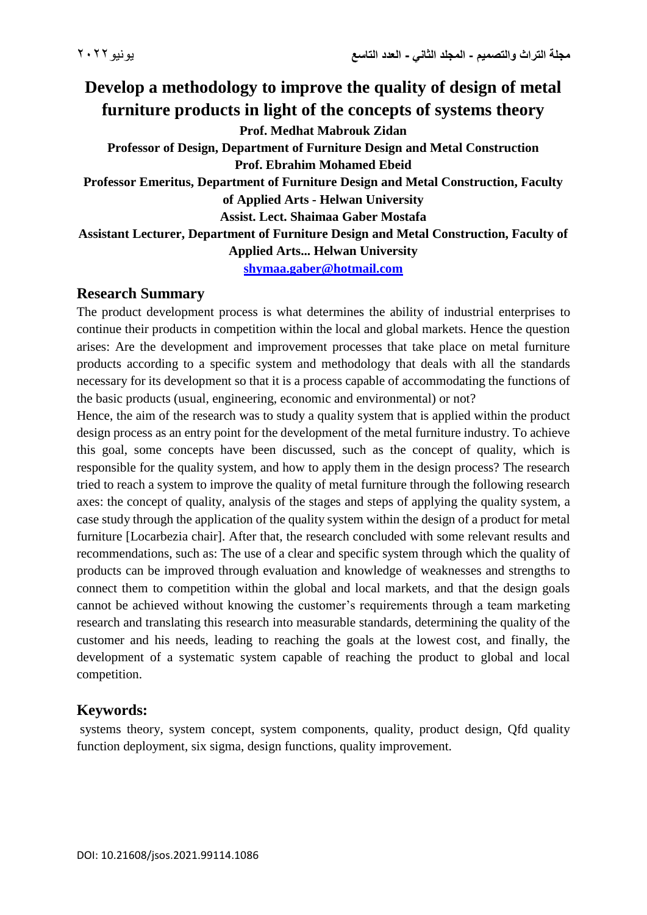# Develop a methodology to improve the quality of design of metal furniture products in light of the concepts of systems theory

**Prof. Medhat Mabrouk Zidan**

**Professor of Design, Department of Furniture Design and Metal Construction**

**Prof. Ebrahim Mohamed Ebeid**

**Professor Emeritus, Department of Furniture Design and Metal Construction, Faculty of Applied Arts - Helwan University**

**Assist. Lect. Shaimaa Gaber Mostafa**

**Assistant Lecturer, Department of Furniture Design and Metal Construction, Faculty of Applied Arts... Helwan University**

**shymaa.gaber@hotmail.com**

## Research Summary

The product development process is what determines the ability of industrial enterprises to continue their products in competition within the local and global markets. Hence the question arises: Are the development and improvement processes that take place on metal furniture products according to a specific system and methodology that deals with all the standards necessary for its development so that it is a process capable of accommodating the functions of the basic products (usual, engineering, economic and environmental) or not?

Hence, the aim of the research was to study a quality system that is applied within the product design process as an entry point for the development of the metal furniture industry. To achieve this goal, some concepts have been discussed, such as the concept of quality, which is responsible for the quality system, and how to apply them in the design process? The research tried to reach a system to improve the quality of metal furniture through the following research axes: the concept of quality, analysis of the stages and steps of applying the quality system, a case study through the application of the quality system within the design of a product for metal furniture [Locarbezia chair]. After that, the research concluded with some relevant results and recommendations, such as: The use of a clear and specific system through which the quality of products can be improved through evaluation and knowledge of weaknesses and strengths to connect them to competition within the global and local markets, and that the design goals cannot be achieved without knowing the customer's requirements through a team marketing research and translating this research into measurable standards, determining the quality of the customer and his needs, leading to reaching the goals at the lowest cost, and finally, the development of a systematic system capable of reaching the product to global and local competition.

## Keywords:

systems theory, system concept, system components, quality, product design, Qfd quality function deployment, six sigma, design functions, quality improvement.

DOI: 10.21608/jsos.2021.99114.1086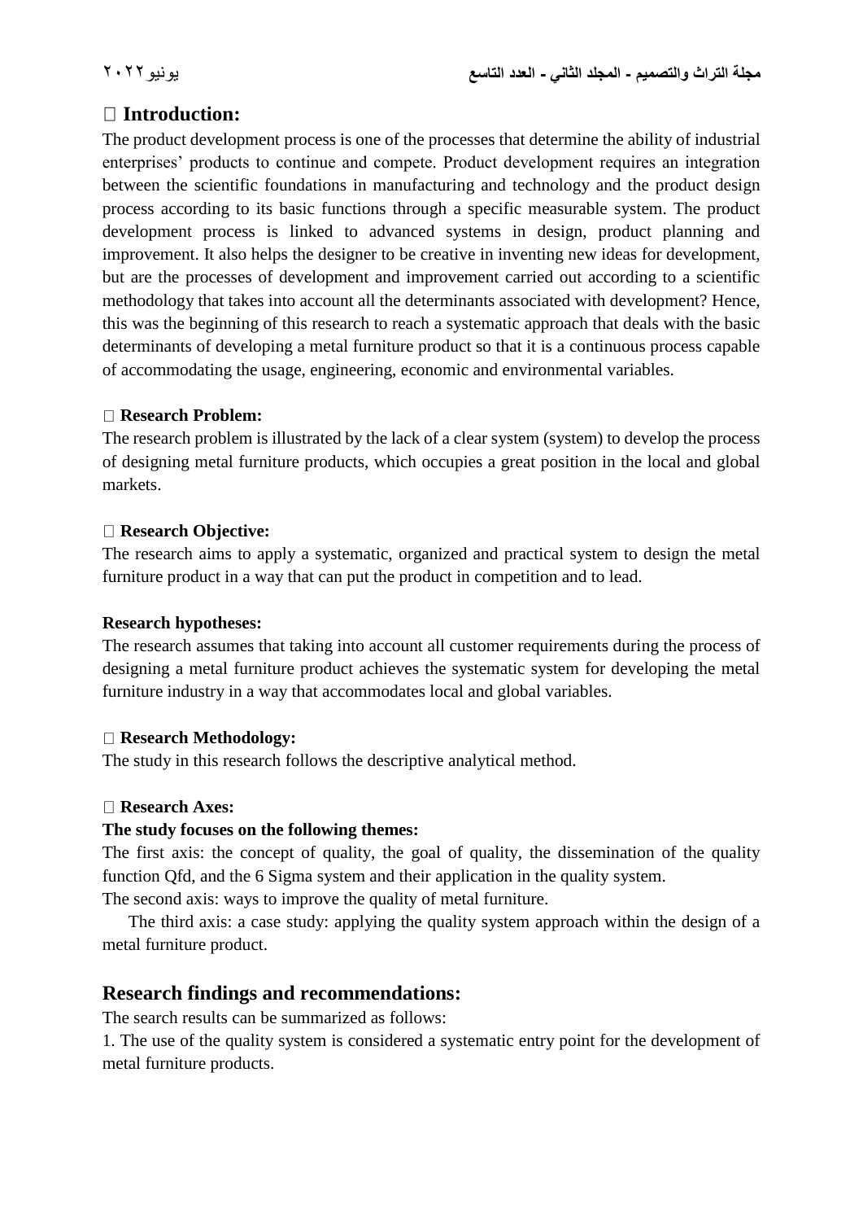## Introduction:

The product development process is one of the processes that determine the ability of industrial enterprises' products to continue and compete. Product development requires an integration between the scientific foundations in manufacturing and technology and the product design process according to its basic functions through a specific measurable system. The product development process is linked to advanced systems in design, product planning and improvement. It also helps the designer to be creative in inventing new ideas for development, but are the processes of development and improvement carried out according to a scientific methodology that takes into account all the determinants associated with development? Hence, this was the beginning of this research to reach a systematic approach that deals with the basic determinants of developing a metal furniture product so that it is a continuous process capable of accommodating the usage, engineering, economic and environmental variables.

**Research Problem:**

The research problem is illustrated by the lack of a clear system (system) to develop the process of designing metal furniture products, which occupies a great position in the local and global markets.

**Research Objective:**

The research aims to apply a systematic, organized and practical system to design the metal furniture product in a way that can put the product in competition and to lead.

**Research hypotheses:**

The research assumes that taking into account all customer requirements during the process of designing a metal furniture product achieves the systematic system for developing the metal furniture industry in a way that accommodates local and global variables.

**Research Methodology:**

The study in this research follows the descriptive analytical method.

**Research Axes:**

**The study focuses on the following themes:**

The first axis: the concept of quality, the goal of quality, the dissemination of the quality function Qfd, and the 6 Sigma system and their application in the quality system.

The second axis: ways to improve the quality of metal furniture.

The third axis: a case study: applying the quality system approach within the design of a metal furniture product.

## Research findings and recommendations:

The search results can be summarized as follows:

1. The use of the quality system is considered a systematic entry point for the development of metal furniture products.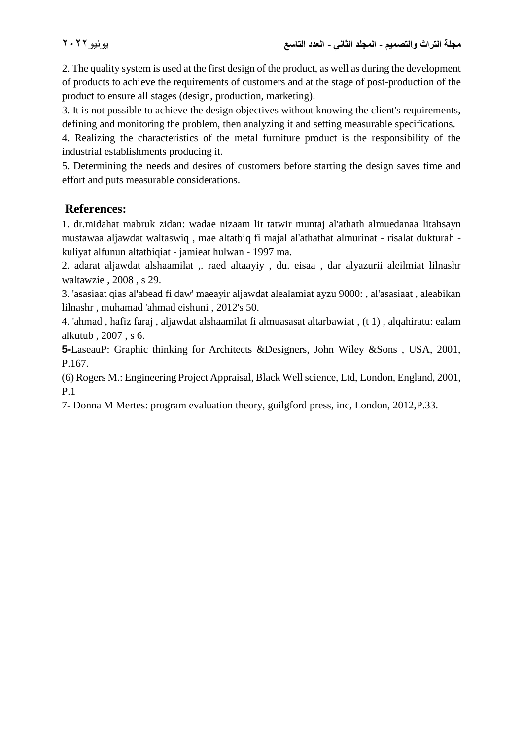2. The quality system is used at the first design of the product, as well as during the development of products to achieve the requirements of customers and at the stage of post-production of the product to ensure all stages (design, production, marketing).

3. It is not possible to achieve the design objectives without knowing the client's requirements, defining and monitoring the problem, then analyzing it and setting measurable specifications.

4. Realizing the characteristics of the metal furniture product is the responsibility of the industrial establishments producing it.

5. Determining the needs and desires of customers before starting the design saves time and effort and puts measurable considerations.

## References:

1. dr.midahat mabruk zidan: wadae nizaam lit tatwir muntaj al'athath almuedanaa litahsayn mustawaa aljawdat waltaswiq , mae altatbiq fi majal al'athathat almurinat - risalat dukturah - kuliyat alfunun altatbiqiat - jamieat hulwan - 1997 ma.

2. adarat aljawdat alshaamilat ,. raed altaayiy , du. eisaa , dar alyazurii aleilmiat lilnashr waltawzie , 2008 , s 29.

3. 'asasiaat qias al'abead fi daw' maeayir aljawdat alealamiat ayzu 9000: , al'asasiaat , aleabikan lilnashr , muhamad 'ahmad eishuni , 2012's 50.

4. 'ahmad , hafiz faraj , aljawdat alshaamilat fi almuasasat altarbawiat , (t 1) , alqahiratu: ealam alkutub , 2007 , s 6.

**5-**LaseauP: Graphic thinking for Architects &Designers, John Wiley &Sons , USA, 2001, P.167.

(6) Rogers M.: Engineering Project Appraisal, Black Well science, Ltd, London, England, 2001, P.1

7- Donna M Mertes: program evaluation theory, guilgford press, inc, London, 2012,P.33.